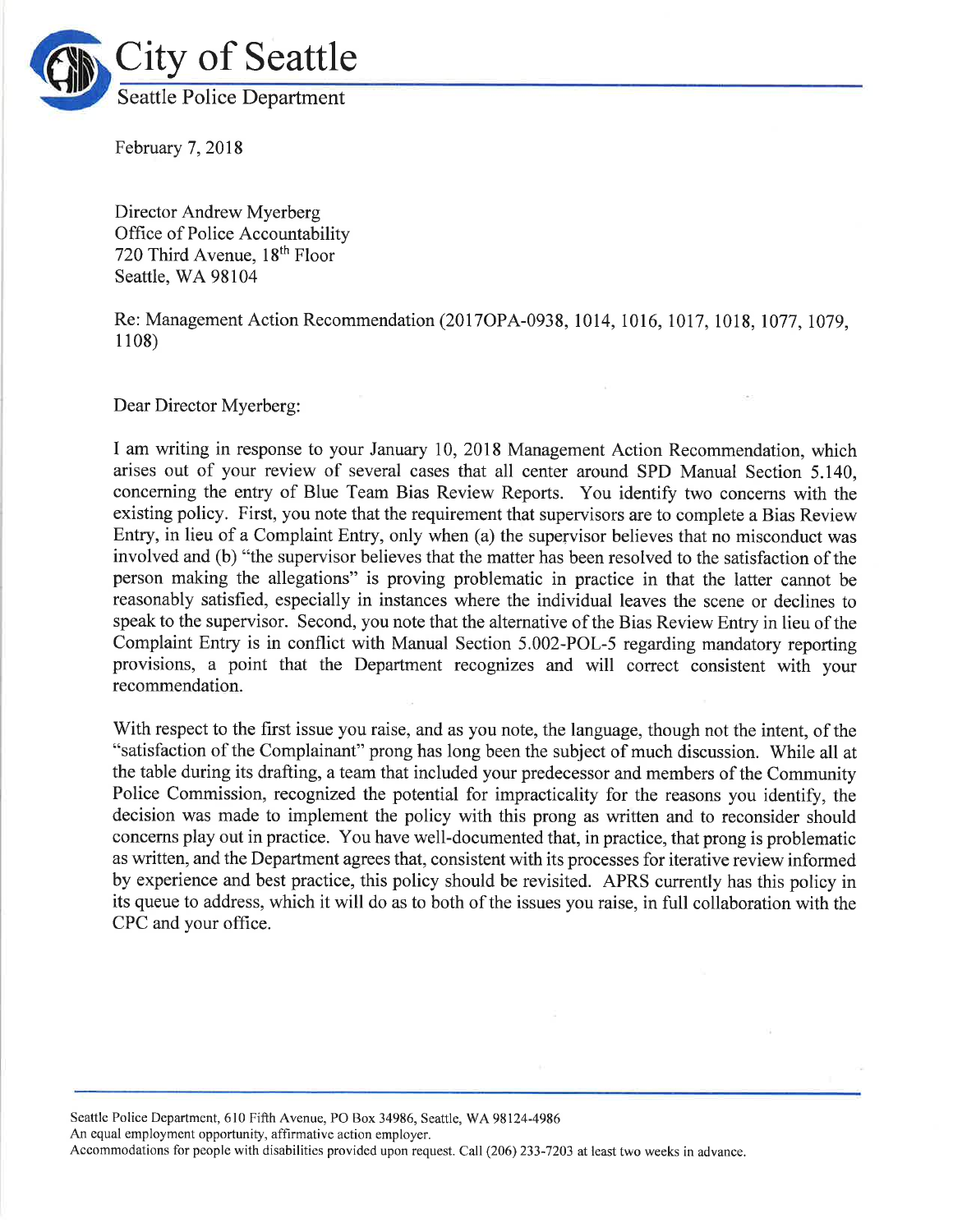# City of Seattle

Seattle Police Department

February 7, 2018

Director Andrew Myerberg
Office of Police Accountability
720 Third Avenue, 18th Floor
Seattle, WA 98104

Re: Management Action Recommendation (2017OPA-0938, 1014, 1016, 1017, 1018, 1077, 1079, 1108)

Dear Director Myerberg:

I am writing in response to your January 10, 2018 Management Action Recommendation, which arises out of your review of several cases that all center around SPD Manual Section 5.140, concerning the entry of Blue Team Bias Review Reports. You identify two concerns with the existing policy. First, you note that the requirement that supervisors are to complete a Bias Review Entry, in lieu of a Complaint Entry, only when (a) the supervisor believes that no misconduct was involved and (b) "the supervisor believes that the matter has been resolved to the satisfaction of the person making the allegations" is proving problematic in practice in that the latter cannot be reasonably satisfied, especially in instances where the individual leaves the scene or declines to speak to the supervisor. Second, you note that the alternative of the Bias Review Entry in lieu of the Complaint Entry is in conflict with Manual Section 5.002-POL-5 regarding mandatory reporting provisions, a point that the Department recognizes and will correct consistent with your recommendation.

With respect to the first issue you raise, and as you note, the language, though not the intent, of the "satisfaction of the Complainant" prong has long been the subject of much discussion. While all at the table during its drafting, a team that included your predecessor and members of the Community Police Commission, recognized the potential for impracticality for the reasons you identify, the decision was made to implement the policy with this prong as written and to reconsider should concerns play out in practice. You have well-documented that, in practice, that prong is problematic as written, and the Department agrees that, consistent with its processes for iterative review informed by experience and best practice, this policy should be revisited. APRS currently has this policy in its queue to address, which it will do as to both of the issues you raise, in full collaboration with the CPC and your office.

Seattle Police Department, 610 Fifth Avenue, PO Box 34986, Seattle, WA 98124-4986
An equal employment opportunity, affirmative action employer.
Accommodations for people with disabilities provided upon request. Call (206) 233-7203 at least two weeks in advance.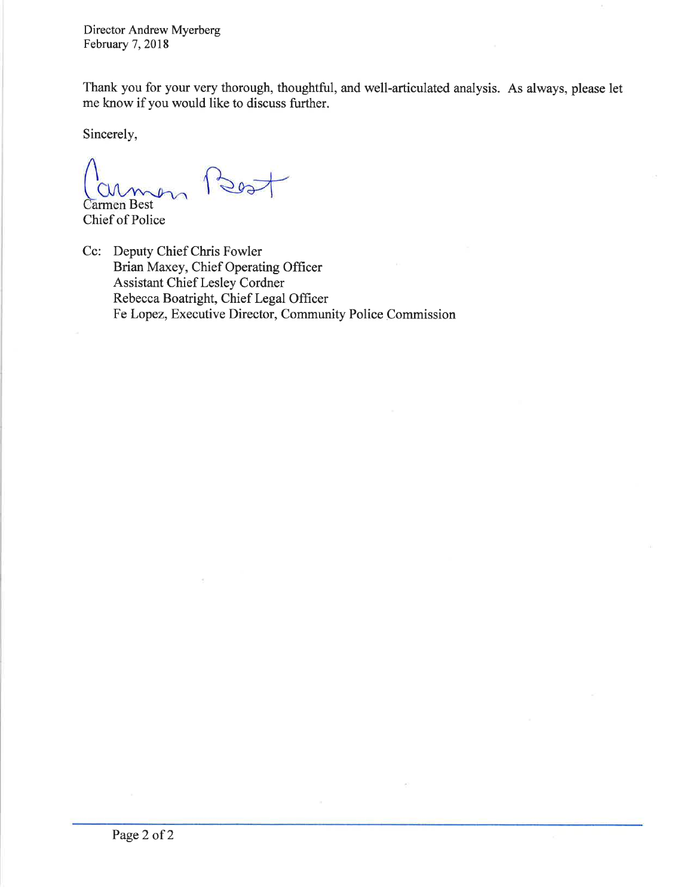Director Andrew Myerberg
February 7, 2018

Thank you for your very thorough, thoughtful, and well-articulated analysis. As always, please let me know if you would like to discuss further.

Sincerely,

Carmen Best
Chief of Police

Cc: Deputy Chief Chris Fowler
Brian Maxey, Chief Operating Officer
Assistant Chief Lesley Cordner
Rebecca Boatright, Chief Legal Officer
Fe Lopez, Executive Director, Community Police Commission